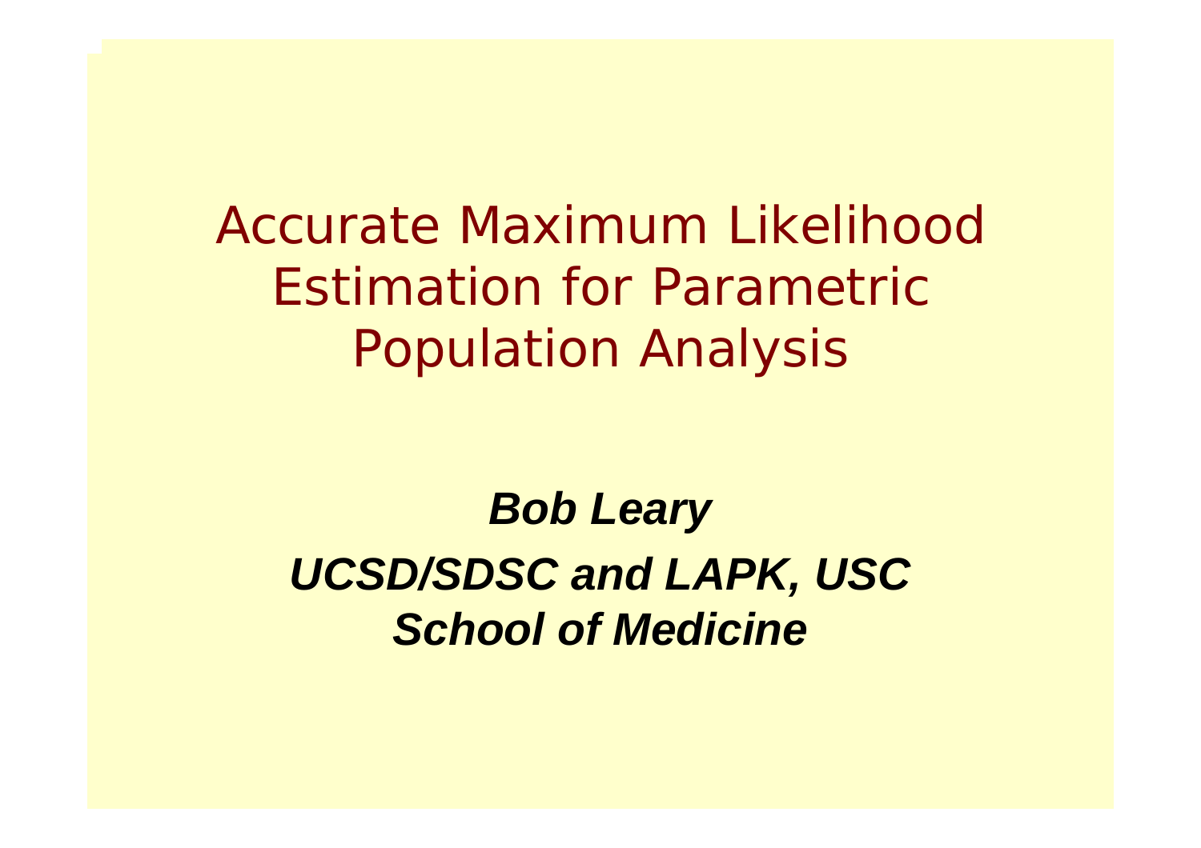# Accurate Maximum Likelihood Estimation for Parametric Population Analysis

***Bob Leary***

***UCSD/SDSC and LAPK, USC School of Medicine***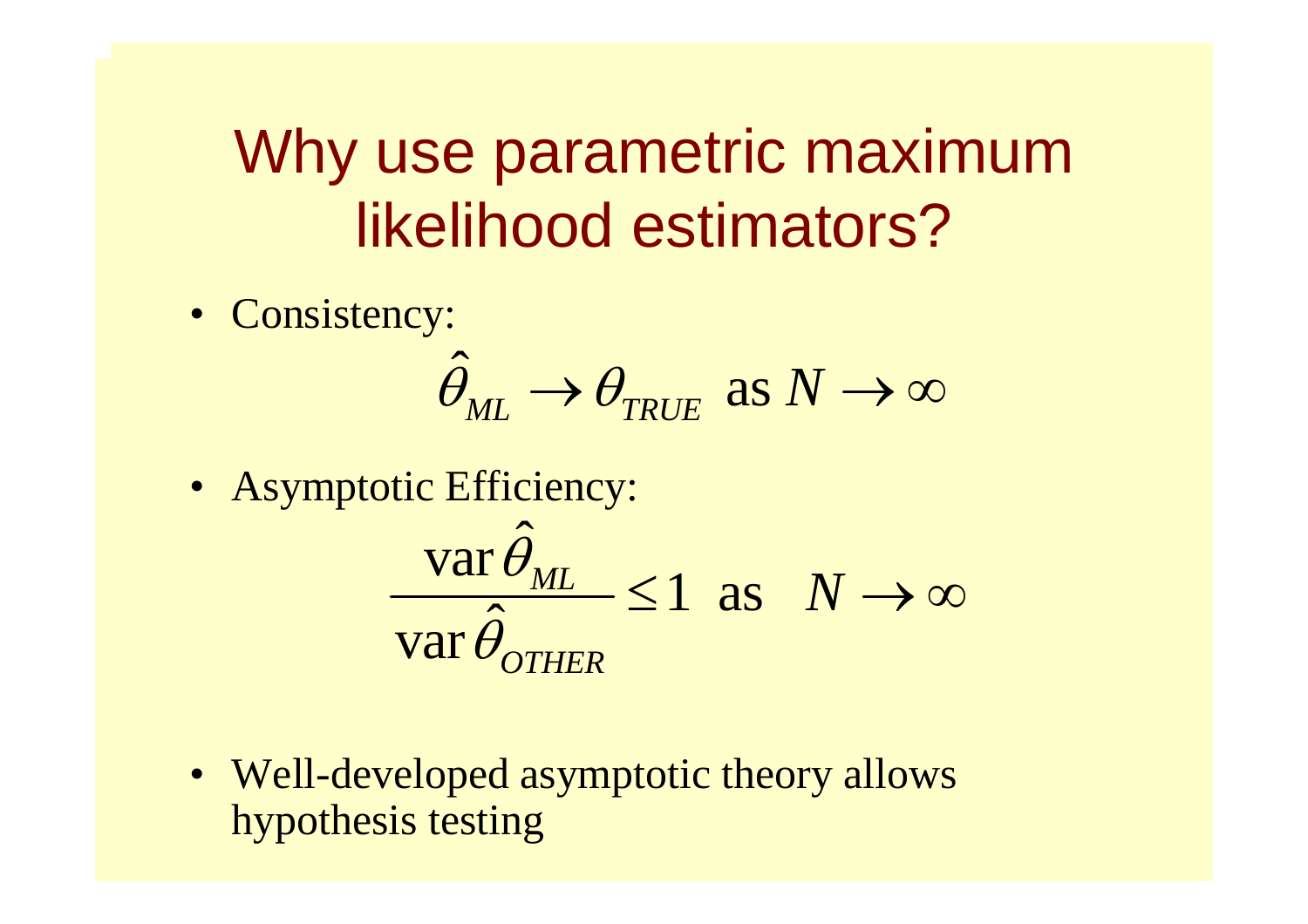# Why use parametric maximum likelihood estimators?

- Consistency:

$$\hat{\theta}_{ML} \rightarrow \theta_{TRUE} \ \text{ as } N \rightarrow \infty$$

- Asymptotic Efficiency:

$$\frac{\operatorname{var} \hat{\theta}_{ML}}{\operatorname{var} \hat{\theta}_{OTHER}} \leq 1 \ \text{ as } \ N \rightarrow \infty$$

- Well-developed asymptotic theory allows hypothesis testing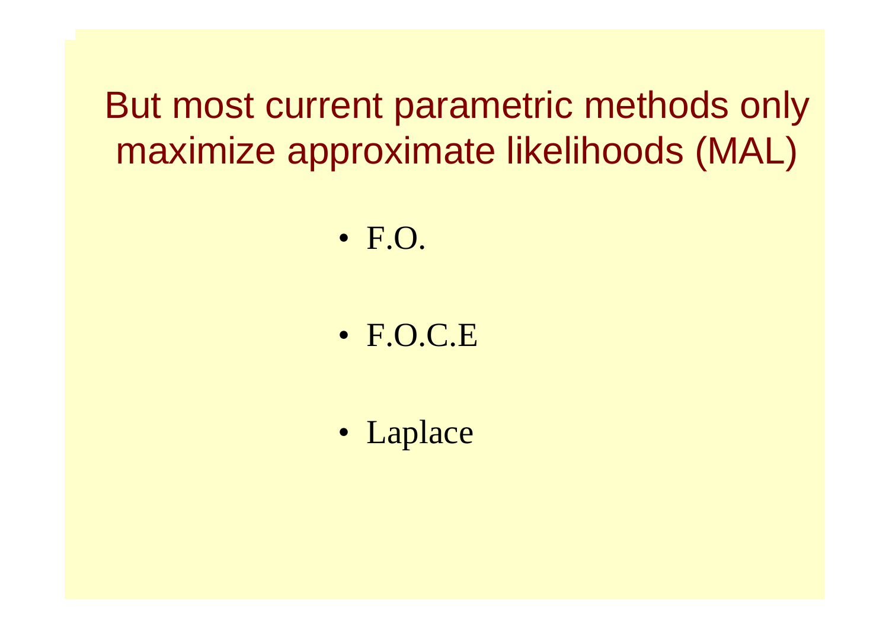# But most current parametric methods only maximize approximate likelihoods (MAL)

- F.O.
- F.O.C.E
- Laplace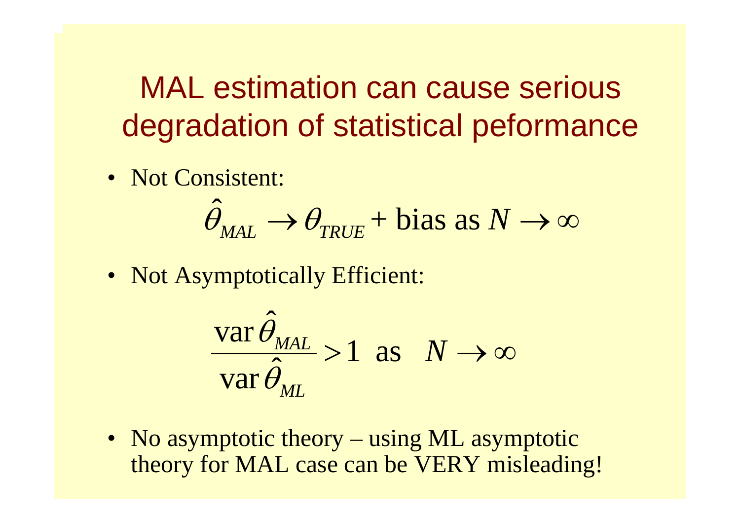# MAL estimation can cause serious degradation of statistical peformance

- Not Consistent:

$$\hat{\theta}_{MAL} \rightarrow \theta_{TRUE} + \text{bias as } N \rightarrow \infty$$

- Not Asymptotically Efficient:

$$\frac{\operatorname{var} \hat{\theta}_{MAL}}{\operatorname{var} \hat{\theta}_{ML}} > 1 \text{ as } N \rightarrow \infty$$

- No asymptotic theory – using ML asymptotic theory for MAL case can be VERY misleading!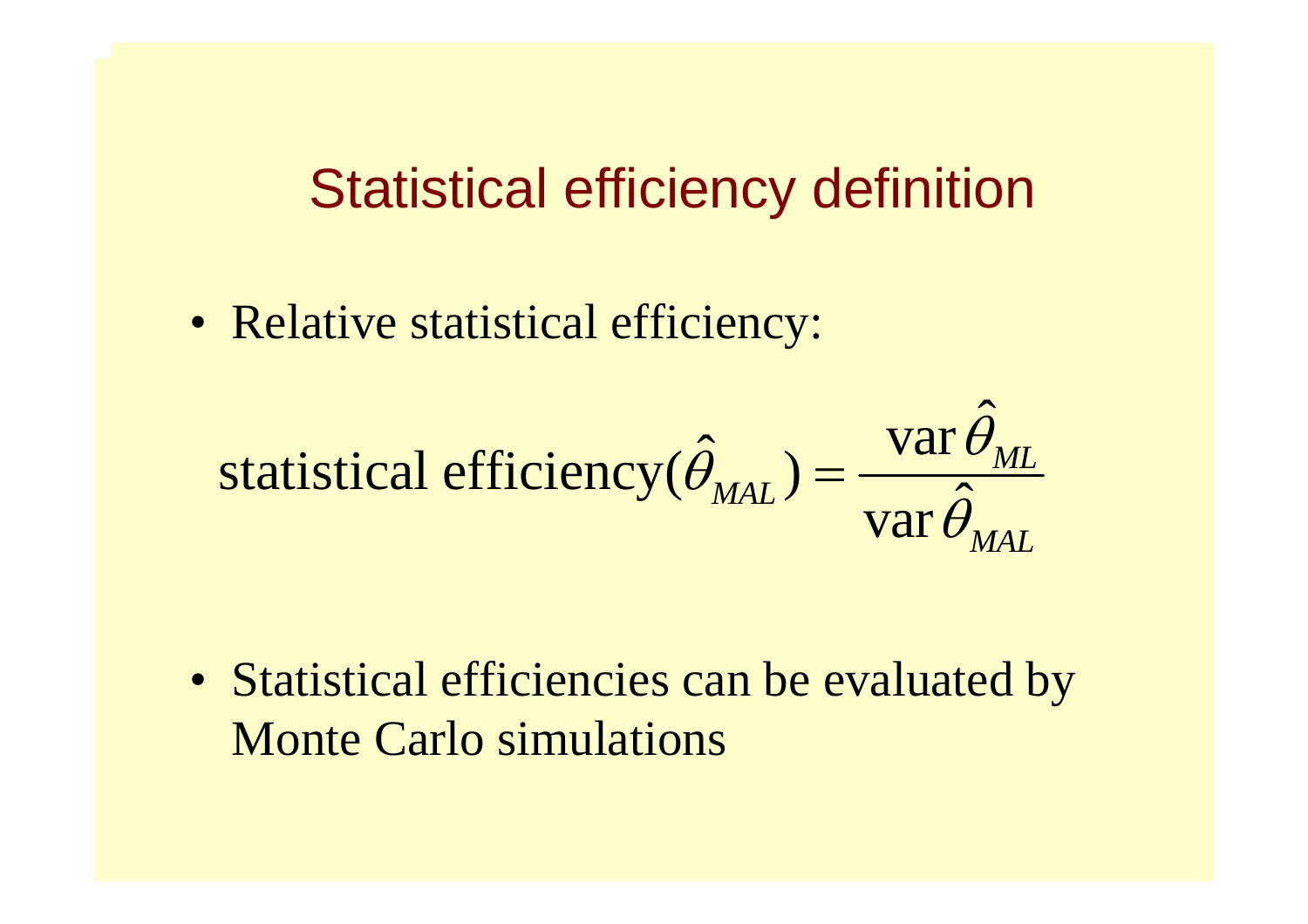# Statistical efficiency definition

- Relative statistical efficiency:

$$\text{statistical efficiency}(\hat{\theta}_{MAL}) = \frac{\operatorname{var}\hat{\theta}_{ML}}{\operatorname{var}\hat{\theta}_{MAL}}$$

- Statistical efficiencies can be evaluated by Monte Carlo simulations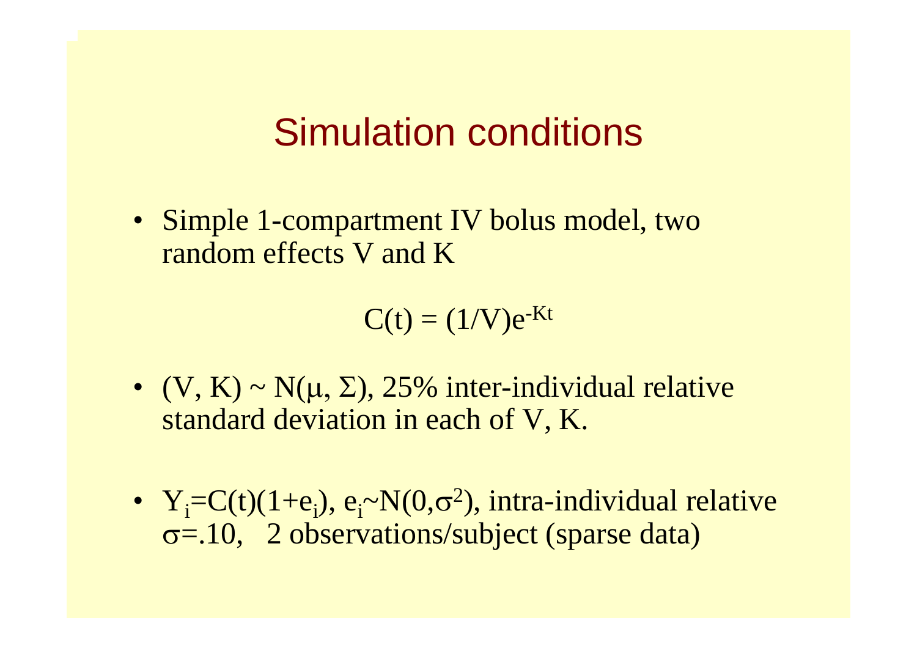# Simulation conditions

- Simple 1-compartment IV bolus model, two random effects V and K

$$C(t) = (1/V)e^{-Kt}$$

- $(V, K) \sim N(\mu, \Sigma)$, 25% inter-individual relative standard deviation in each of V, K.

- $Y_i = C(t)(1+e_i)$, $e_i \sim N(0,\sigma^2)$, intra-individual relative $\sigma = .10$, 2 observations/subject (sparse data)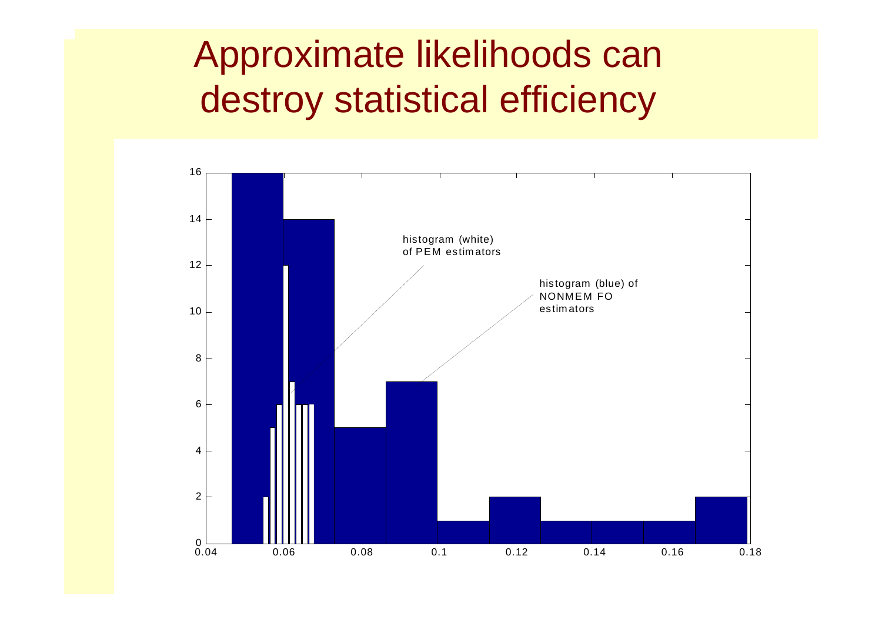# Approximate likelihoods can destroy statistical efficiency

histogram (white) of PEM estimators

histogram (blue) of NONMEM FO estimators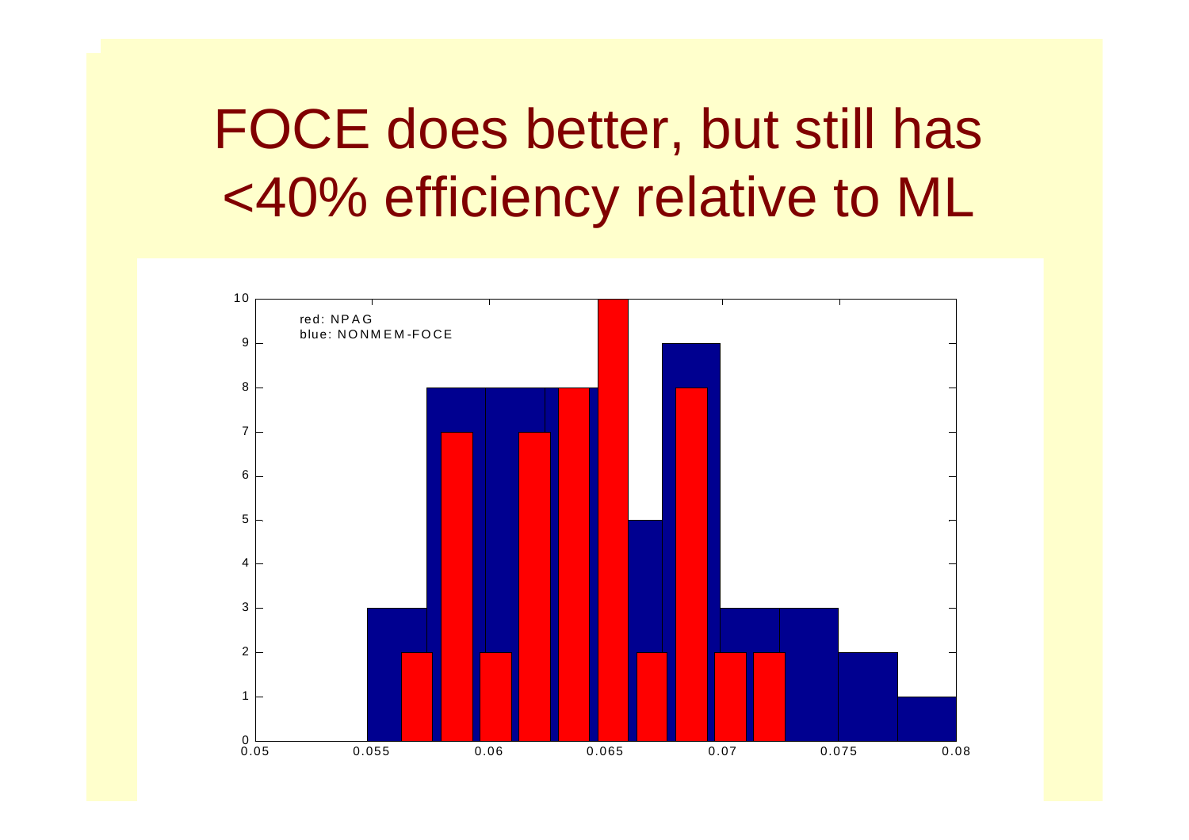# FOCE does better, but still has <40% efficiency relative to ML

red: NPAG

blue: NONMEM-FOCE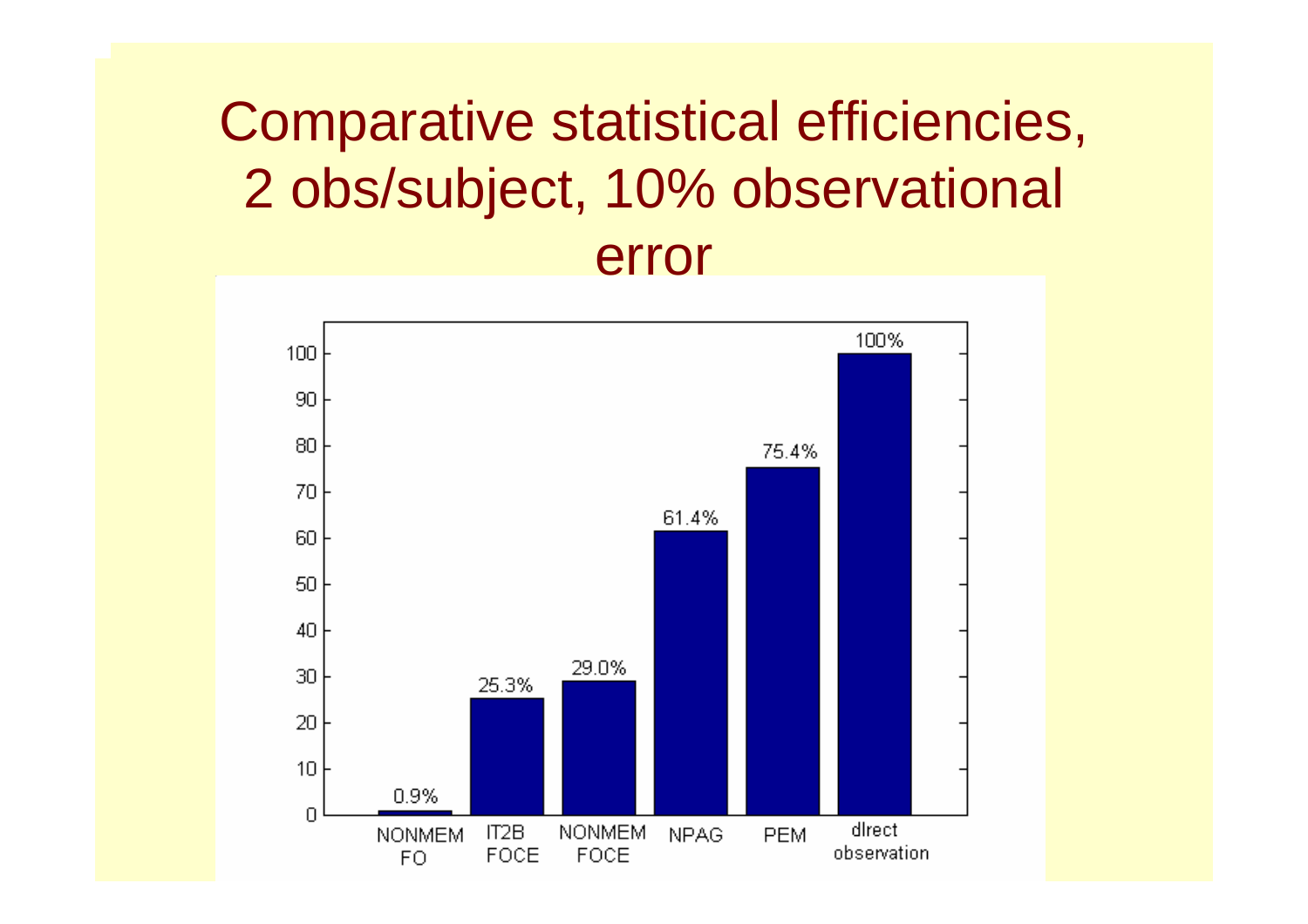# Comparative statistical efficiencies, 2 obs/subject, 10% observational error

| Method | Statistical efficiency |
|---|---|
| NONMEM FO | 0.9% |
| IT2B FOCE | 25.3% |
| NONMEM FOCE | 29.0% |
| NPAG | 61.4% |
| PEM | 75.4% |
| direct observation | 100% |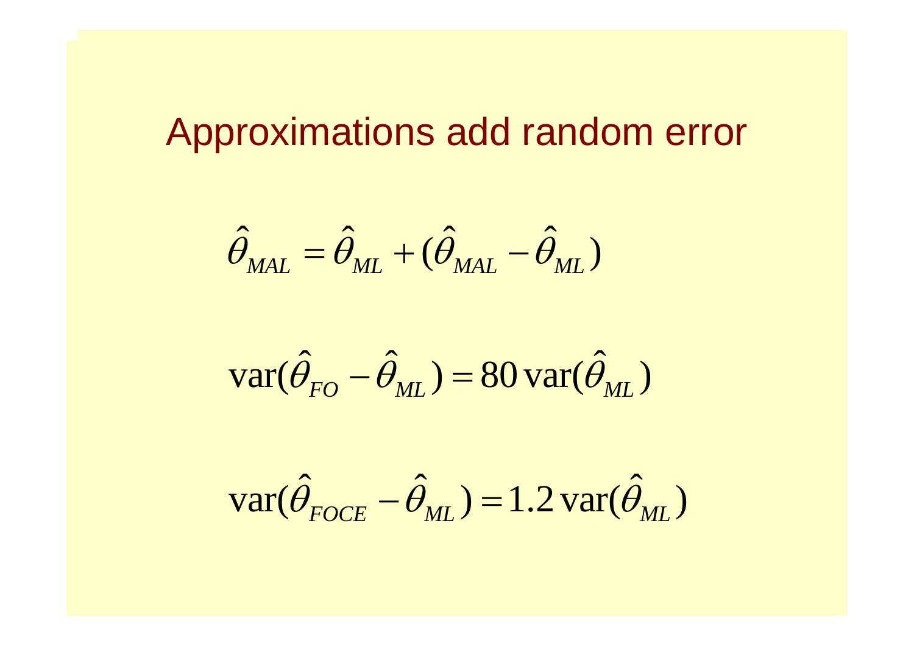# Approximations add random error

$$\hat{\theta}_{MAL} = \hat{\theta}_{ML} + (\hat{\theta}_{MAL} - \hat{\theta}_{ML})$$

$$\mathrm{var}(\hat{\theta}_{FO} - \hat{\theta}_{ML}) = 80\,\mathrm{var}(\hat{\theta}_{ML})$$

$$\mathrm{var}(\hat{\theta}_{FOCE} - \hat{\theta}_{ML}) = 1.2\,\mathrm{var}(\hat{\theta}_{ML})$$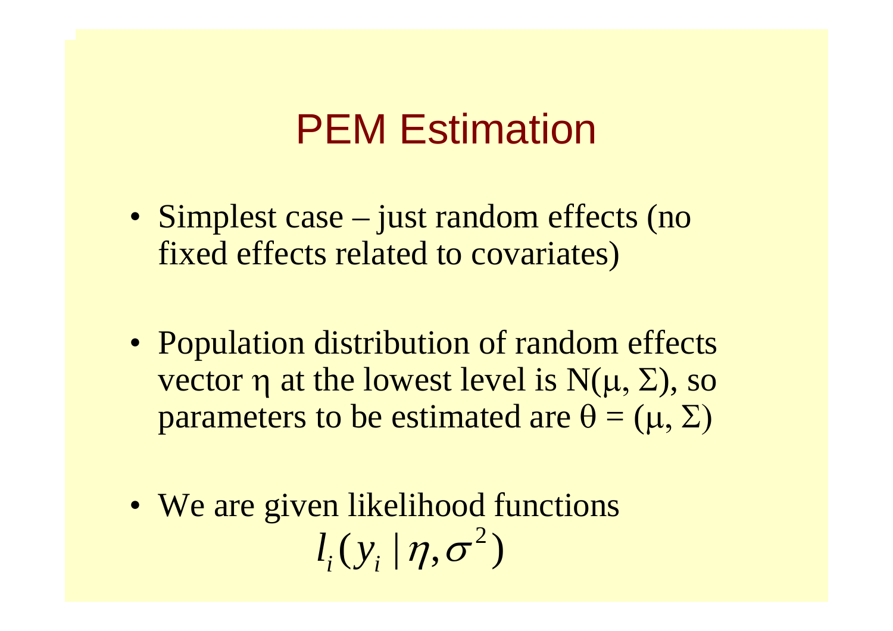# PEM Estimation

- Simplest case – just random effects (no fixed effects related to covariates)

- Population distribution of random effects vector $\eta$ at the lowest level is $N(\mu, \Sigma)$, so parameters to be estimated are $\theta = (\mu, \Sigma)$

- We are given likelihood functions

$$l_i(y_i \mid \eta, \sigma^2)$$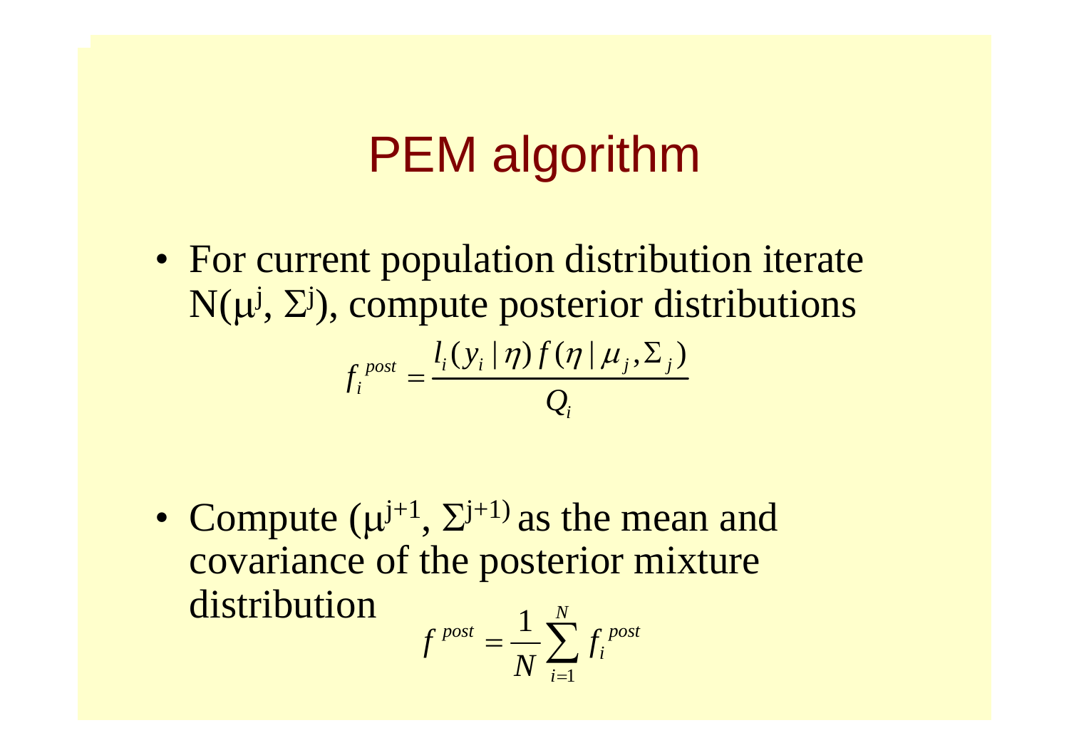# PEM algorithm

- For current population distribution iterate $N(\mu^j, \Sigma^j)$, compute posterior distributions

$$f_i^{post} = \frac{l_i(y_i \mid \eta) f(\eta \mid \mu_j, \Sigma_j)}{Q_i}$$

- Compute $(\mu^{j+1}, \Sigma^{j+1})$ as the mean and covariance of the posterior mixture distribution

$$f^{post} = \frac{1}{N} \sum_{i=1}^{N} f_i^{post}$$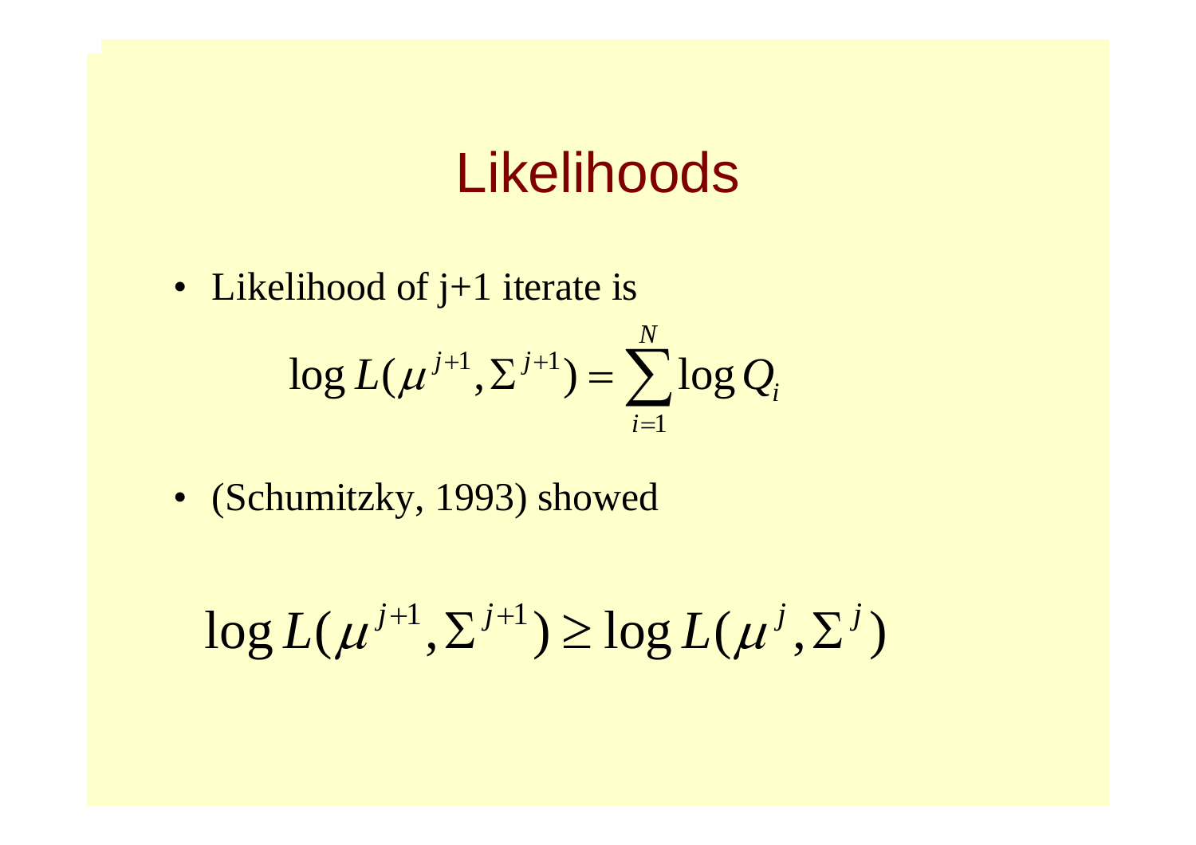# Likelihoods

- Likelihood of j+1 iterate is

$$\log L(\mu^{j+1}, \Sigma^{j+1}) = \sum_{i=1}^{N} \log Q_i$$

- (Schumitzky, 1993) showed

$$\log L(\mu^{j+1}, \Sigma^{j+1}) \geq \log L(\mu^{j}, \Sigma^{j})$$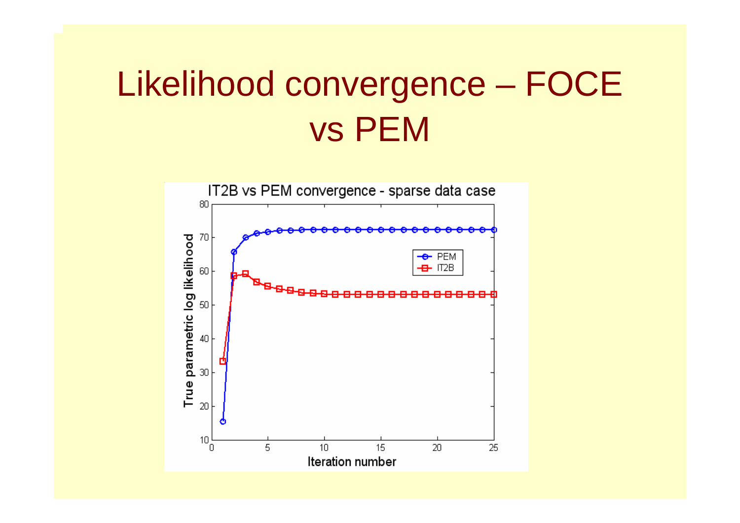# Likelihood convergence – FOCE vs PEM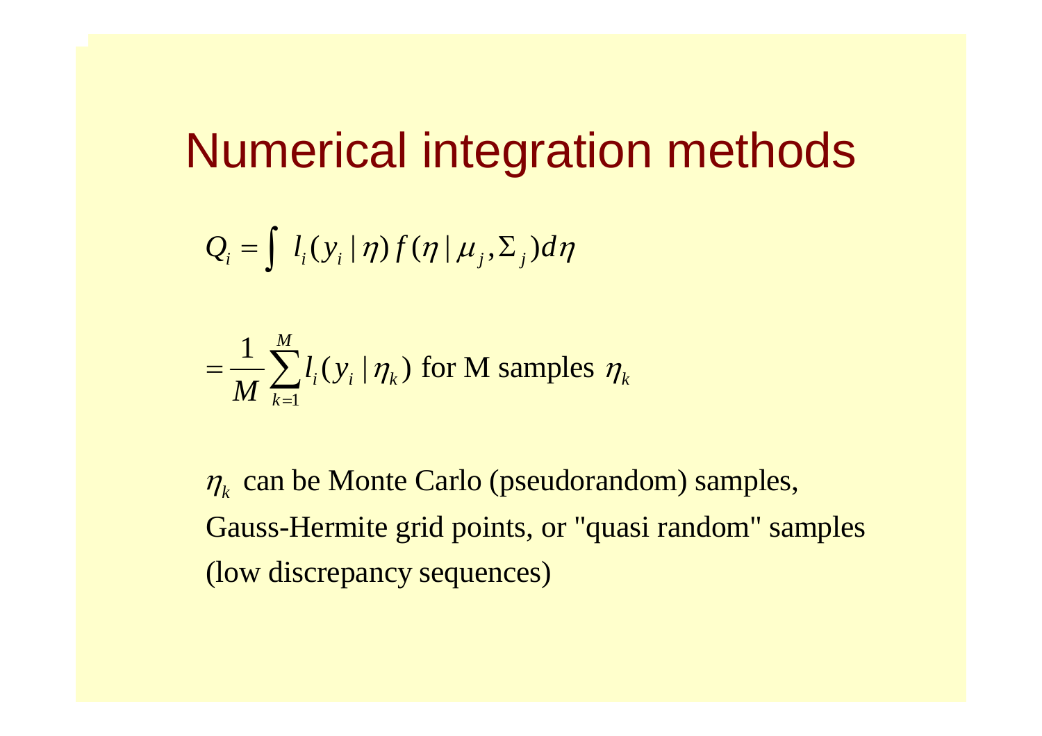# Numerical integration methods

$$Q_i = \int l_i(y_i \mid \eta) f(\eta \mid \mu_j, \Sigma_j) d\eta$$

$$= \frac{1}{M} \sum_{k=1}^{M} l_i(y_i \mid \eta_k) \text{ for M samples } \eta_k$$

$\eta_k$ can be Monte Carlo (pseudorandom) samples, Gauss-Hermite grid points, or "quasi random" samples (low discrepancy sequences)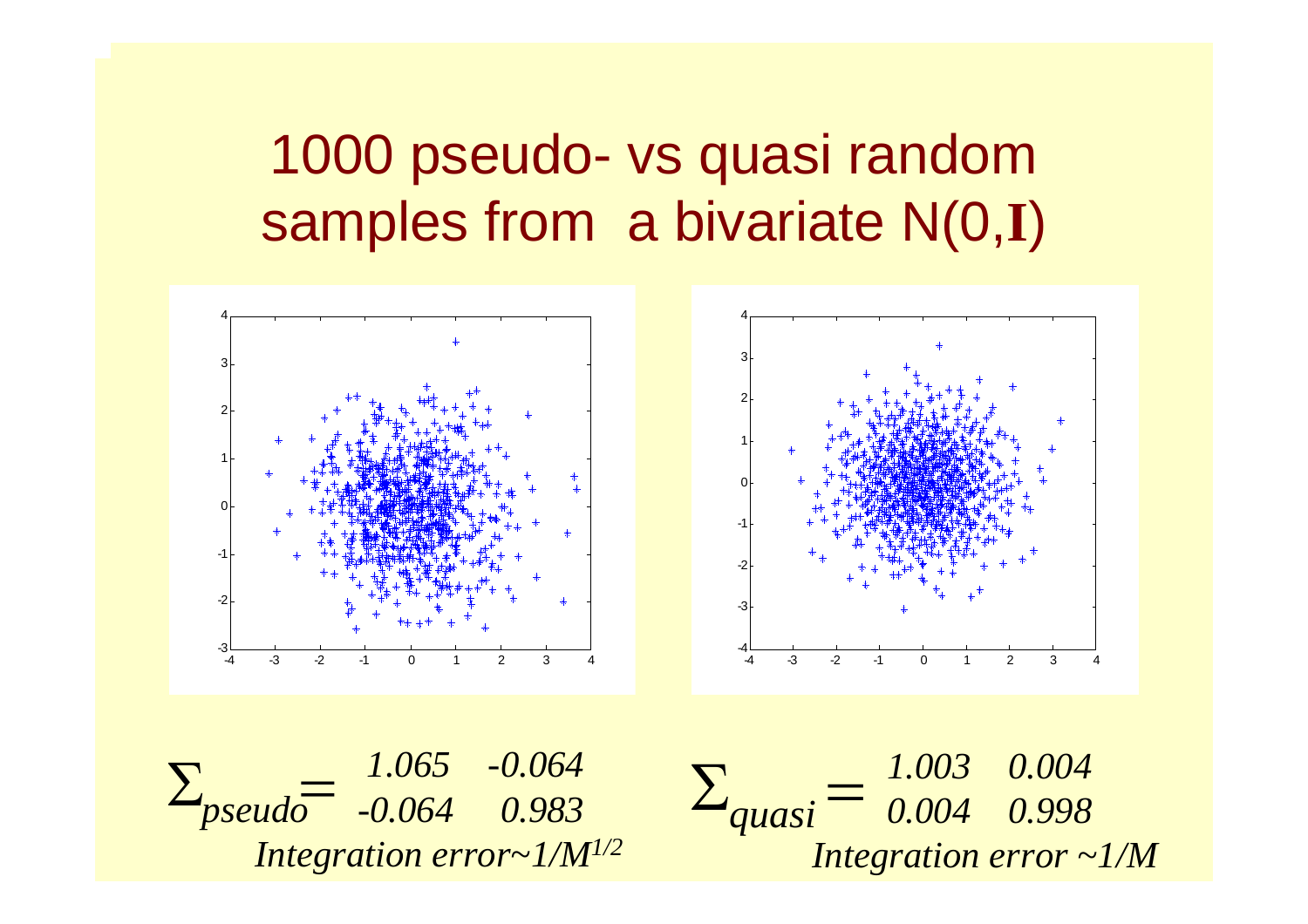# 1000 pseudo- vs quasi random samples from a bivariate N(0,**I**)

$$\Sigma_{pseudo} = \begin{matrix} 1.065 & -0.064 \\ -0.064 & 0.983 \end{matrix}$$

*Integration error~1/M*$^{1/2}$

$$\Sigma_{quasi} = \begin{matrix} 1.003 & 0.004 \\ 0.004 & 0.998 \end{matrix}$$

*Integration error ~1/M*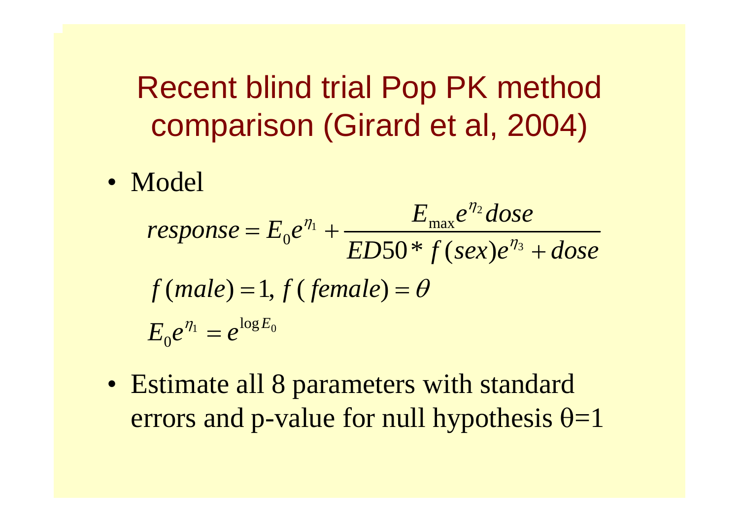# Recent blind trial Pop PK method comparison (Girard et al, 2004)

- Model

$$response = E_0 e^{\eta_1} + \frac{E_{\max} e^{\eta_2} dose}{ED50 * f(sex) e^{\eta_3} + dose}$$

$$f(male) = 1,\ f(female) = \theta$$

$$E_0 e^{\eta_1} = e^{\log E_0}$$

- Estimate all 8 parameters with standard errors and p-value for null hypothesis $\theta=1$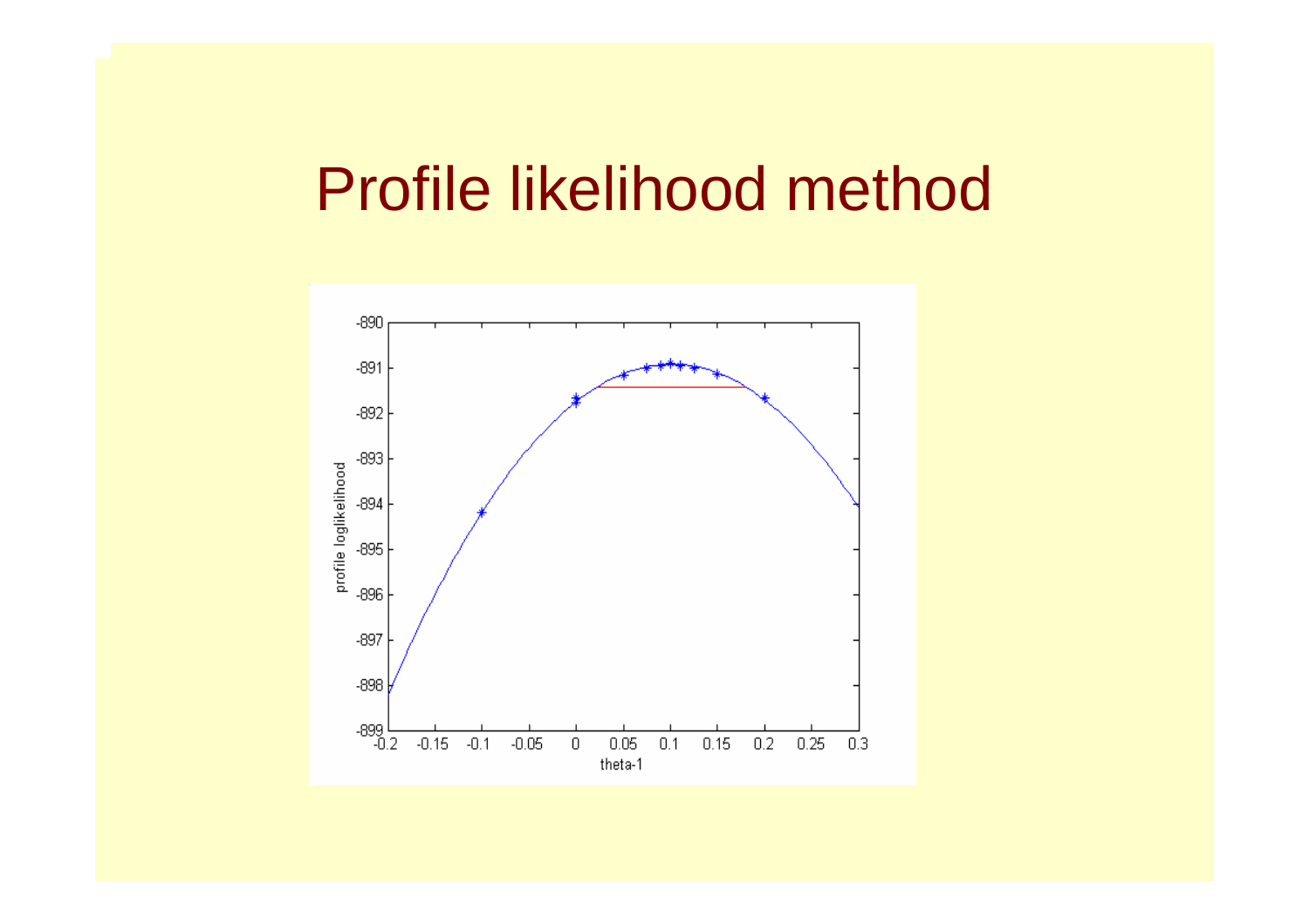# Profile likelihood method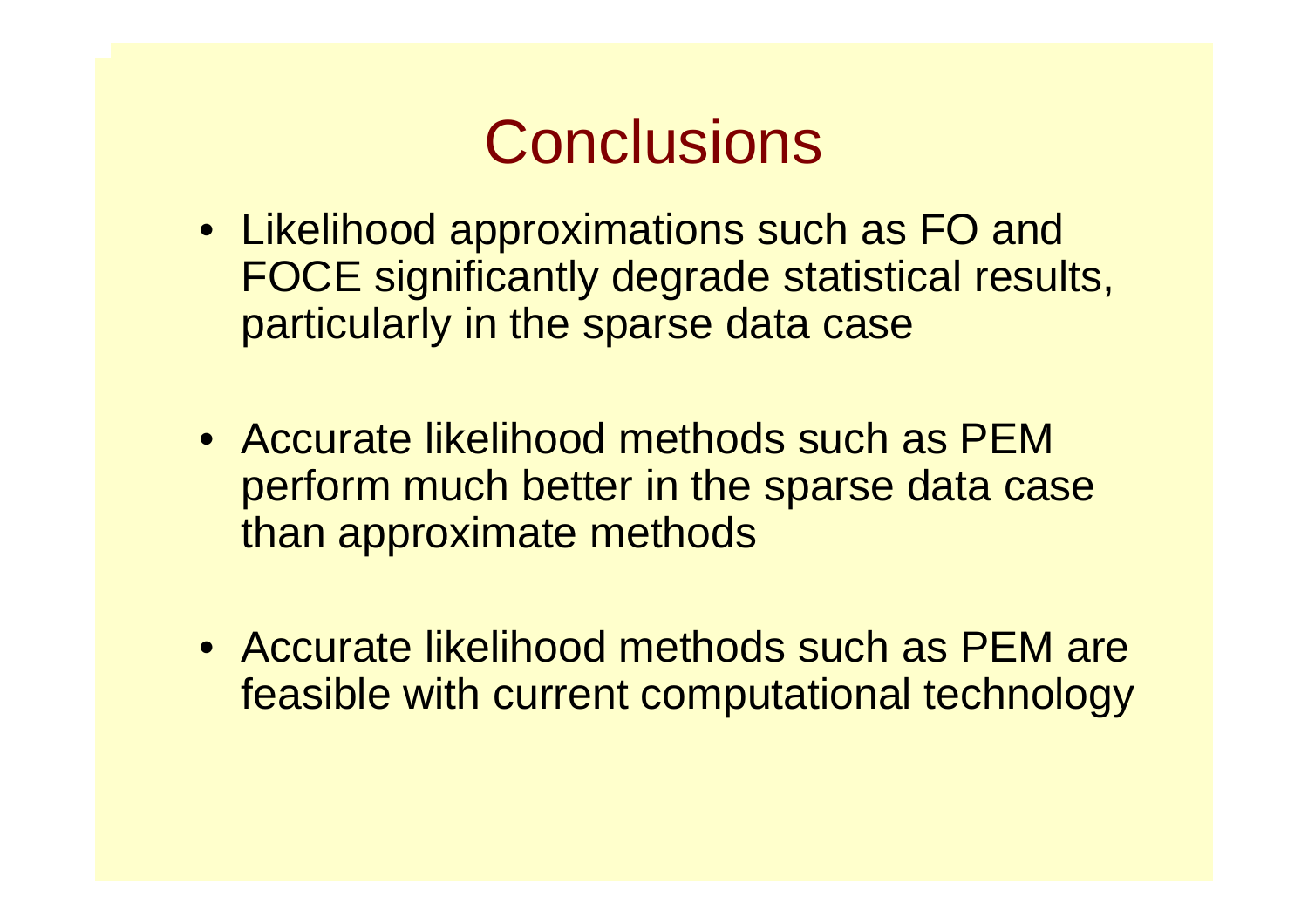# Conclusions

- Likelihood approximations such as FO and FOCE significantly degrade statistical results, particularly in the sparse data case
- Accurate likelihood methods such as PEM perform much better in the sparse data case than approximate methods
- Accurate likelihood methods such as PEM are feasible with current computational technology